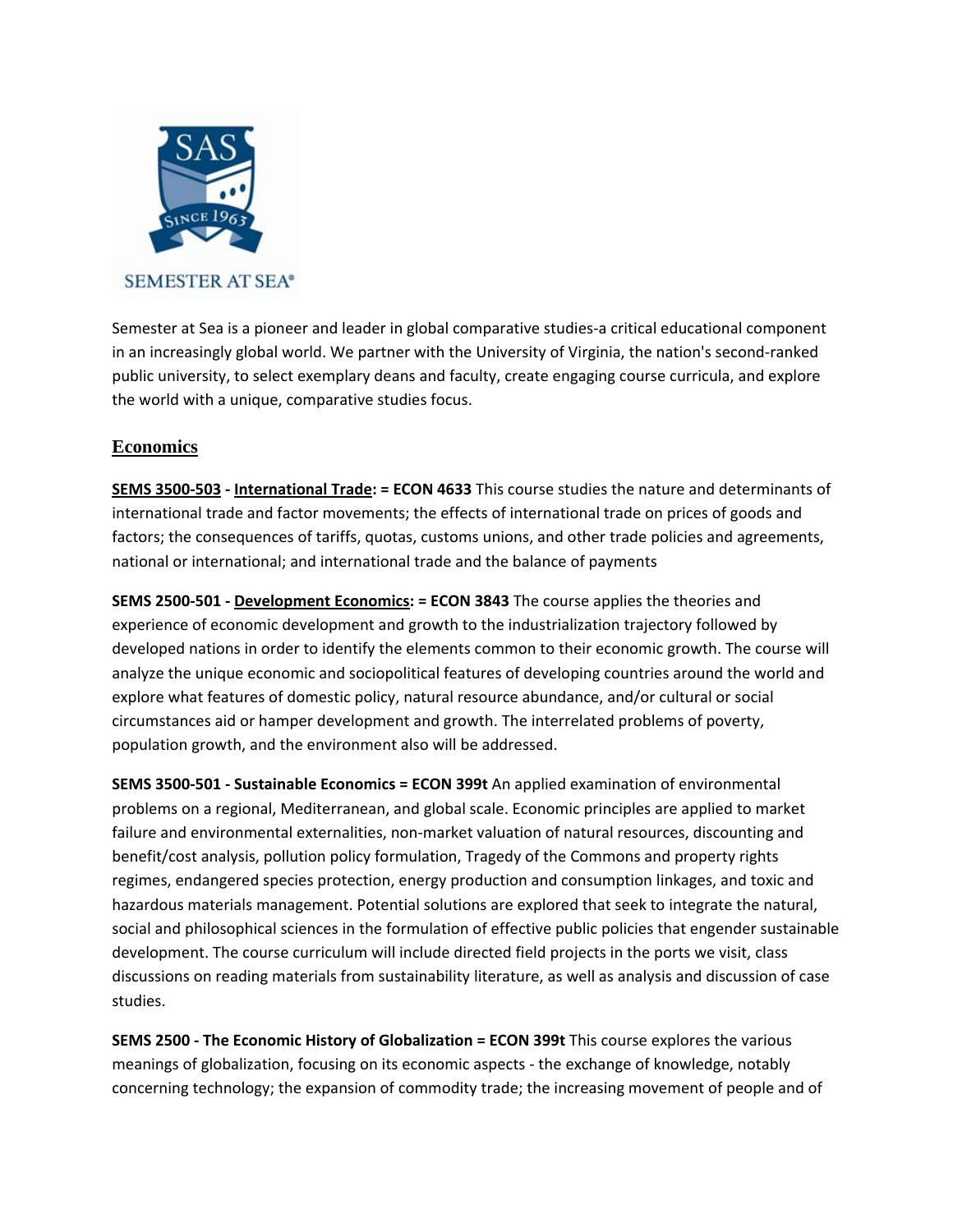SEMESTER AT SEA®

Semester at Sea is a pioneer and leader in global comparative studies-a critical educational component in an increasingly global world. We partner with the University of Virginia, the nation's second-ranked public university, to select exemplary deans and faculty, create engaging course curricula, and explore the world with a unique, comparative studies focus.

## Economics

**SEMS 3500-503 - International Trade: = ECON 4633** This course studies the nature and determinants of international trade and factor movements; the effects of international trade on prices of goods and factors; the consequences of tariffs, quotas, customs unions, and other trade policies and agreements, national or international; and international trade and the balance of payments

**SEMS 2500-501 - Development Economics: = ECON 3843** The course applies the theories and experience of economic development and growth to the industrialization trajectory followed by developed nations in order to identify the elements common to their economic growth. The course will analyze the unique economic and sociopolitical features of developing countries around the world and explore what features of domestic policy, natural resource abundance, and/or cultural or social circumstances aid or hamper development and growth. The interrelated problems of poverty, population growth, and the environment also will be addressed.

**SEMS 3500-501 - Sustainable Economics = ECON 399t** An applied examination of environmental problems on a regional, Mediterranean, and global scale. Economic principles are applied to market failure and environmental externalities, non-market valuation of natural resources, discounting and benefit/cost analysis, pollution policy formulation, Tragedy of the Commons and property rights regimes, endangered species protection, energy production and consumption linkages, and toxic and hazardous materials management. Potential solutions are explored that seek to integrate the natural, social and philosophical sciences in the formulation of effective public policies that engender sustainable development. The course curriculum will include directed field projects in the ports we visit, class discussions on reading materials from sustainability literature, as well as analysis and discussion of case studies.

**SEMS 2500 - The Economic History of Globalization = ECON 399t** This course explores the various meanings of globalization, focusing on its economic aspects - the exchange of knowledge, notably concerning technology; the expansion of commodity trade; the increasing movement of people and of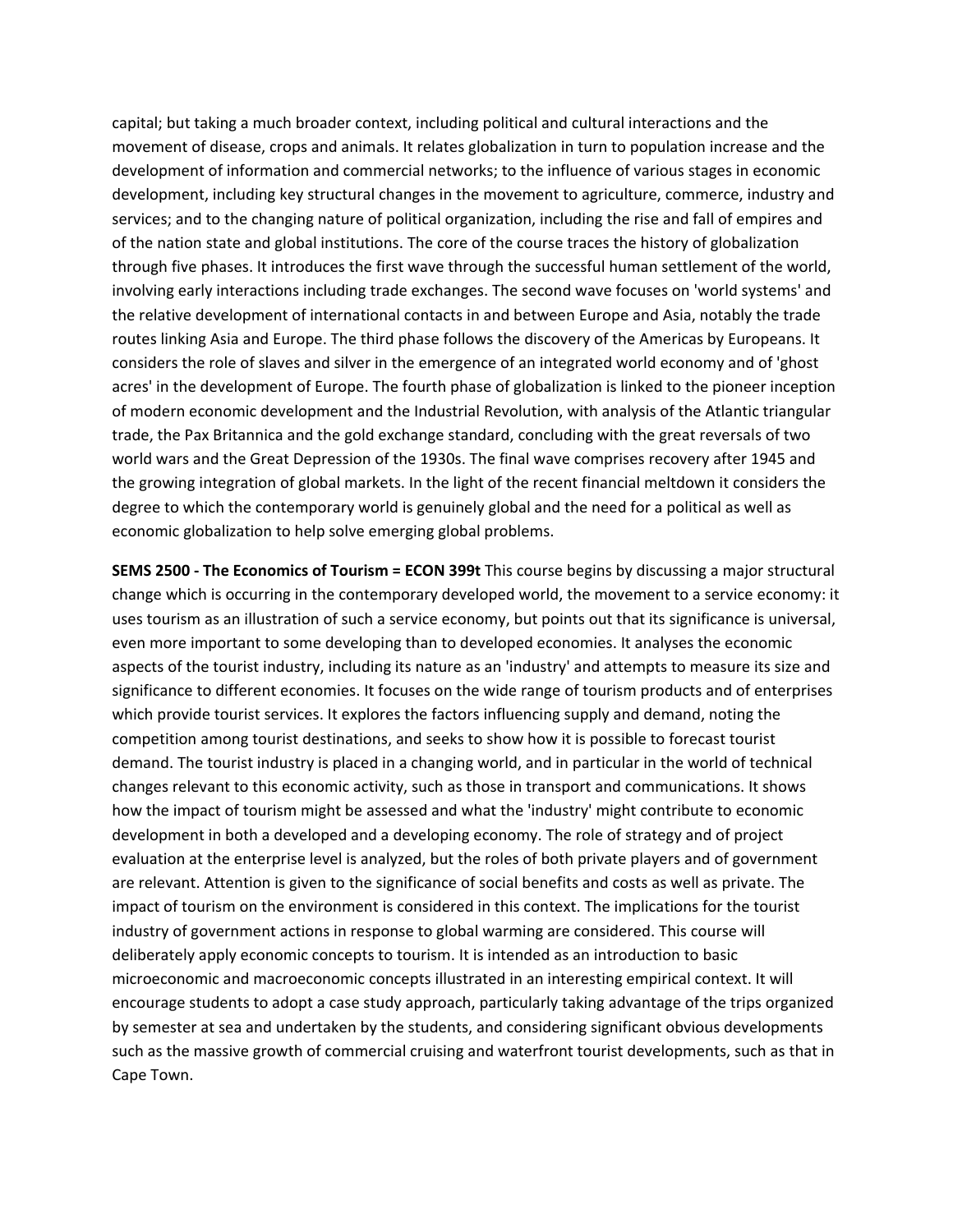capital; but taking a much broader context, including political and cultural interactions and the movement of disease, crops and animals. It relates globalization in turn to population increase and the development of information and commercial networks; to the influence of various stages in economic development, including key structural changes in the movement to agriculture, commerce, industry and services; and to the changing nature of political organization, including the rise and fall of empires and of the nation state and global institutions. The core of the course traces the history of globalization through five phases. It introduces the first wave through the successful human settlement of the world, involving early interactions including trade exchanges. The second wave focuses on 'world systems' and the relative development of international contacts in and between Europe and Asia, notably the trade routes linking Asia and Europe. The third phase follows the discovery of the Americas by Europeans. It considers the role of slaves and silver in the emergence of an integrated world economy and of 'ghost acres' in the development of Europe. The fourth phase of globalization is linked to the pioneer inception of modern economic development and the Industrial Revolution, with analysis of the Atlantic triangular trade, the Pax Britannica and the gold exchange standard, concluding with the great reversals of two world wars and the Great Depression of the 1930s. The final wave comprises recovery after 1945 and the growing integration of global markets. In the light of the recent financial meltdown it considers the degree to which the contemporary world is genuinely global and the need for a political as well as economic globalization to help solve emerging global problems.

**SEMS 2500 - The Economics of Tourism = ECON 399t** This course begins by discussing a major structural change which is occurring in the contemporary developed world, the movement to a service economy: it uses tourism as an illustration of such a service economy, but points out that its significance is universal, even more important to some developing than to developed economies. It analyses the economic aspects of the tourist industry, including its nature as an 'industry' and attempts to measure its size and significance to different economies. It focuses on the wide range of tourism products and of enterprises which provide tourist services. It explores the factors influencing supply and demand, noting the competition among tourist destinations, and seeks to show how it is possible to forecast tourist demand. The tourist industry is placed in a changing world, and in particular in the world of technical changes relevant to this economic activity, such as those in transport and communications. It shows how the impact of tourism might be assessed and what the 'industry' might contribute to economic development in both a developed and a developing economy. The role of strategy and of project evaluation at the enterprise level is analyzed, but the roles of both private players and of government are relevant. Attention is given to the significance of social benefits and costs as well as private. The impact of tourism on the environment is considered in this context. The implications for the tourist industry of government actions in response to global warming are considered. This course will deliberately apply economic concepts to tourism. It is intended as an introduction to basic microeconomic and macroeconomic concepts illustrated in an interesting empirical context. It will encourage students to adopt a case study approach, particularly taking advantage of the trips organized by semester at sea and undertaken by the students, and considering significant obvious developments such as the massive growth of commercial cruising and waterfront tourist developments, such as that in Cape Town.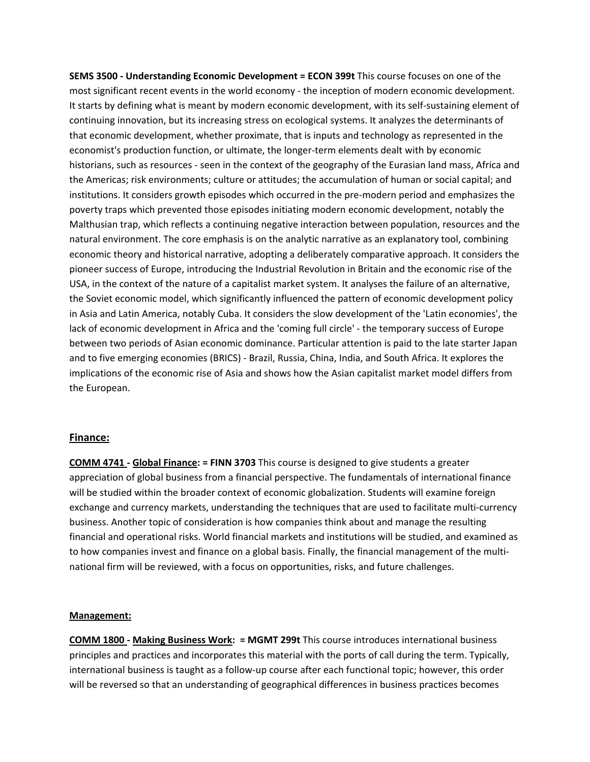**SEMS 3500 - Understanding Economic Development = ECON 399t** This course focuses on one of the most significant recent events in the world economy - the inception of modern economic development. It starts by defining what is meant by modern economic development, with its self-sustaining element of continuing innovation, but its increasing stress on ecological systems. It analyzes the determinants of that economic development, whether proximate, that is inputs and technology as represented in the economist's production function, or ultimate, the longer-term elements dealt with by economic historians, such as resources - seen in the context of the geography of the Eurasian land mass, Africa and the Americas; risk environments; culture or attitudes; the accumulation of human or social capital; and institutions. It considers growth episodes which occurred in the pre-modern period and emphasizes the poverty traps which prevented those episodes initiating modern economic development, notably the Malthusian trap, which reflects a continuing negative interaction between population, resources and the natural environment. The core emphasis is on the analytic narrative as an explanatory tool, combining economic theory and historical narrative, adopting a deliberately comparative approach. It considers the pioneer success of Europe, introducing the Industrial Revolution in Britain and the economic rise of the USA, in the context of the nature of a capitalist market system. It analyses the failure of an alternative, the Soviet economic model, which significantly influenced the pattern of economic development policy in Asia and Latin America, notably Cuba. It considers the slow development of the 'Latin economies', the lack of economic development in Africa and the 'coming full circle' - the temporary success of Europe between two periods of Asian economic dominance. Particular attention is paid to the late starter Japan and to five emerging economies (BRICS) - Brazil, Russia, China, India, and South Africa. It explores the implications of the economic rise of Asia and shows how the Asian capitalist market model differs from the European.

## Finance:

**COMM 4741 - Global Finance: = FINN 3703** This course is designed to give students a greater appreciation of global business from a financial perspective. The fundamentals of international finance will be studied within the broader context of economic globalization. Students will examine foreign exchange and currency markets, understanding the techniques that are used to facilitate multi-currency business. Another topic of consideration is how companies think about and manage the resulting financial and operational risks. World financial markets and institutions will be studied, and examined as to how companies invest and finance on a global basis. Finally, the financial management of the multi-national firm will be reviewed, with a focus on opportunities, risks, and future challenges.

## Management:

**COMM 1800 - Making Business Work: = MGMT 299t** This course introduces international business principles and practices and incorporates this material with the ports of call during the term. Typically, international business is taught as a follow-up course after each functional topic; however, this order will be reversed so that an understanding of geographical differences in business practices becomes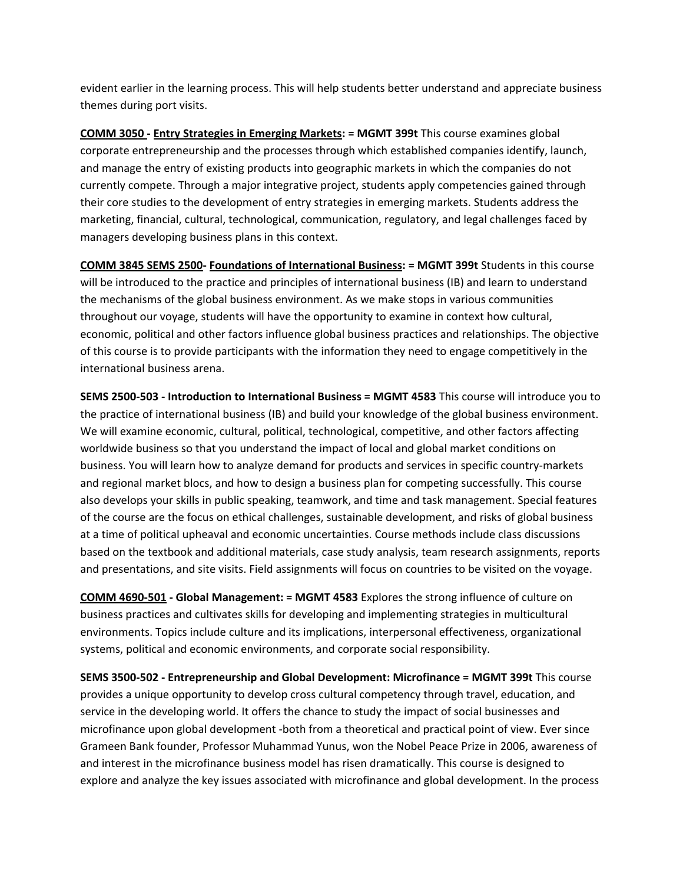evident earlier in the learning process. This will help students better understand and appreciate business themes during port visits.

**COMM 3050 - Entry Strategies in Emerging Markets: = MGMT 399t** This course examines global corporate entrepreneurship and the processes through which established companies identify, launch, and manage the entry of existing products into geographic markets in which the companies do not currently compete. Through a major integrative project, students apply competencies gained through their core studies to the development of entry strategies in emerging markets. Students address the marketing, financial, cultural, technological, communication, regulatory, and legal challenges faced by managers developing business plans in this context.

**COMM 3845 SEMS 2500- Foundations of International Business: = MGMT 399t** Students in this course will be introduced to the practice and principles of international business (IB) and learn to understand the mechanisms of the global business environment. As we make stops in various communities throughout our voyage, students will have the opportunity to examine in context how cultural, economic, political and other factors influence global business practices and relationships. The objective of this course is to provide participants with the information they need to engage competitively in the international business arena.

**SEMS 2500-503 - Introduction to International Business = MGMT 4583** This course will introduce you to the practice of international business (IB) and build your knowledge of the global business environment. We will examine economic, cultural, political, technological, competitive, and other factors affecting worldwide business so that you understand the impact of local and global market conditions on business. You will learn how to analyze demand for products and services in specific country-markets and regional market blocs, and how to design a business plan for competing successfully. This course also develops your skills in public speaking, teamwork, and time and task management. Special features of the course are the focus on ethical challenges, sustainable development, and risks of global business at a time of political upheaval and economic uncertainties. Course methods include class discussions based on the textbook and additional materials, case study analysis, team research assignments, reports and presentations, and site visits. Field assignments will focus on countries to be visited on the voyage.

**COMM 4690-501 - Global Management: = MGMT 4583** Explores the strong influence of culture on business practices and cultivates skills for developing and implementing strategies in multicultural environments. Topics include culture and its implications, interpersonal effectiveness, organizational systems, political and economic environments, and corporate social responsibility.

**SEMS 3500-502 - Entrepreneurship and Global Development: Microfinance = MGMT 399t** This course provides a unique opportunity to develop cross cultural competency through travel, education, and service in the developing world. It offers the chance to study the impact of social businesses and microfinance upon global development -both from a theoretical and practical point of view. Ever since Grameen Bank founder, Professor Muhammad Yunus, won the Nobel Peace Prize in 2006, awareness of and interest in the microfinance business model has risen dramatically. This course is designed to explore and analyze the key issues associated with microfinance and global development. In the process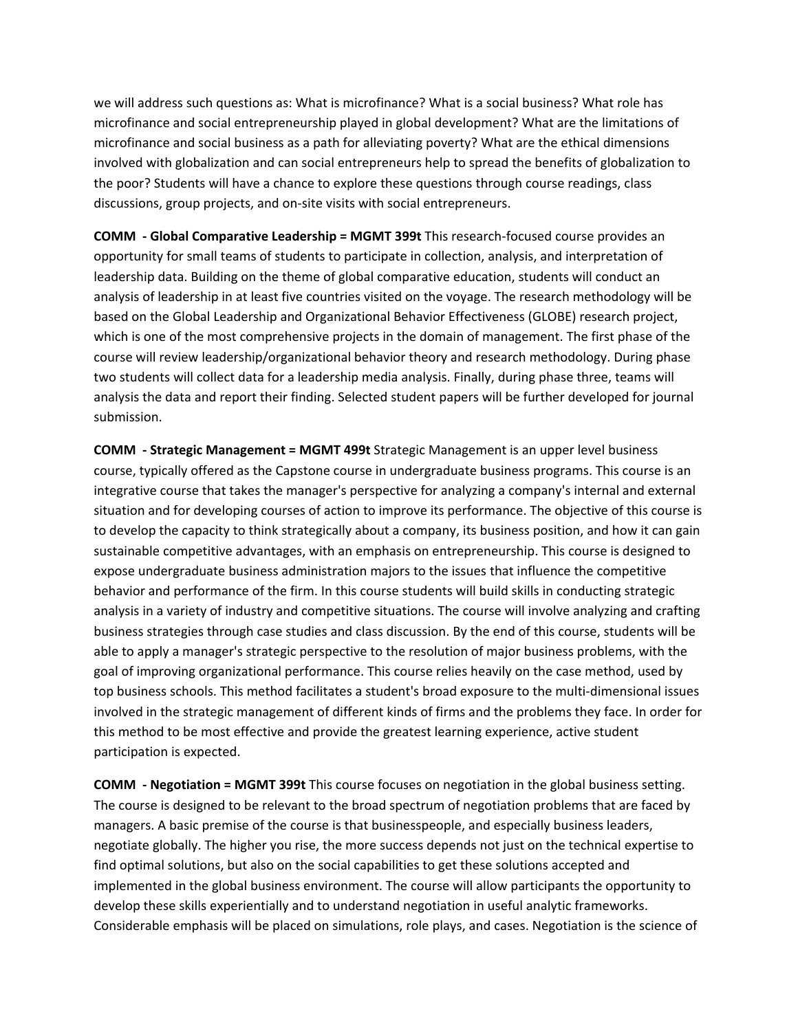we will address such questions as: What is microfinance? What is a social business? What role has microfinance and social entrepreneurship played in global development? What are the limitations of microfinance and social business as a path for alleviating poverty? What are the ethical dimensions involved with globalization and can social entrepreneurs help to spread the benefits of globalization to the poor? Students will have a chance to explore these questions through course readings, class discussions, group projects, and on-site visits with social entrepreneurs.

**COMM - Global Comparative Leadership = MGMT 399t** This research-focused course provides an opportunity for small teams of students to participate in collection, analysis, and interpretation of leadership data. Building on the theme of global comparative education, students will conduct an analysis of leadership in at least five countries visited on the voyage. The research methodology will be based on the Global Leadership and Organizational Behavior Effectiveness (GLOBE) research project, which is one of the most comprehensive projects in the domain of management. The first phase of the course will review leadership/organizational behavior theory and research methodology. During phase two students will collect data for a leadership media analysis. Finally, during phase three, teams will analysis the data and report their finding. Selected student papers will be further developed for journal submission.

**COMM - Strategic Management = MGMT 499t** Strategic Management is an upper level business course, typically offered as the Capstone course in undergraduate business programs. This course is an integrative course that takes the manager's perspective for analyzing a company's internal and external situation and for developing courses of action to improve its performance. The objective of this course is to develop the capacity to think strategically about a company, its business position, and how it can gain sustainable competitive advantages, with an emphasis on entrepreneurship. This course is designed to expose undergraduate business administration majors to the issues that influence the competitive behavior and performance of the firm. In this course students will build skills in conducting strategic analysis in a variety of industry and competitive situations. The course will involve analyzing and crafting business strategies through case studies and class discussion. By the end of this course, students will be able to apply a manager's strategic perspective to the resolution of major business problems, with the goal of improving organizational performance. This course relies heavily on the case method, used by top business schools. This method facilitates a student's broad exposure to the multi-dimensional issues involved in the strategic management of different kinds of firms and the problems they face. In order for this method to be most effective and provide the greatest learning experience, active student participation is expected.

**COMM - Negotiation = MGMT 399t** This course focuses on negotiation in the global business setting. The course is designed to be relevant to the broad spectrum of negotiation problems that are faced by managers. A basic premise of the course is that businesspeople, and especially business leaders, negotiate globally. The higher you rise, the more success depends not just on the technical expertise to find optimal solutions, but also on the social capabilities to get these solutions accepted and implemented in the global business environment. The course will allow participants the opportunity to develop these skills experientially and to understand negotiation in useful analytic frameworks. Considerable emphasis will be placed on simulations, role plays, and cases. Negotiation is the science of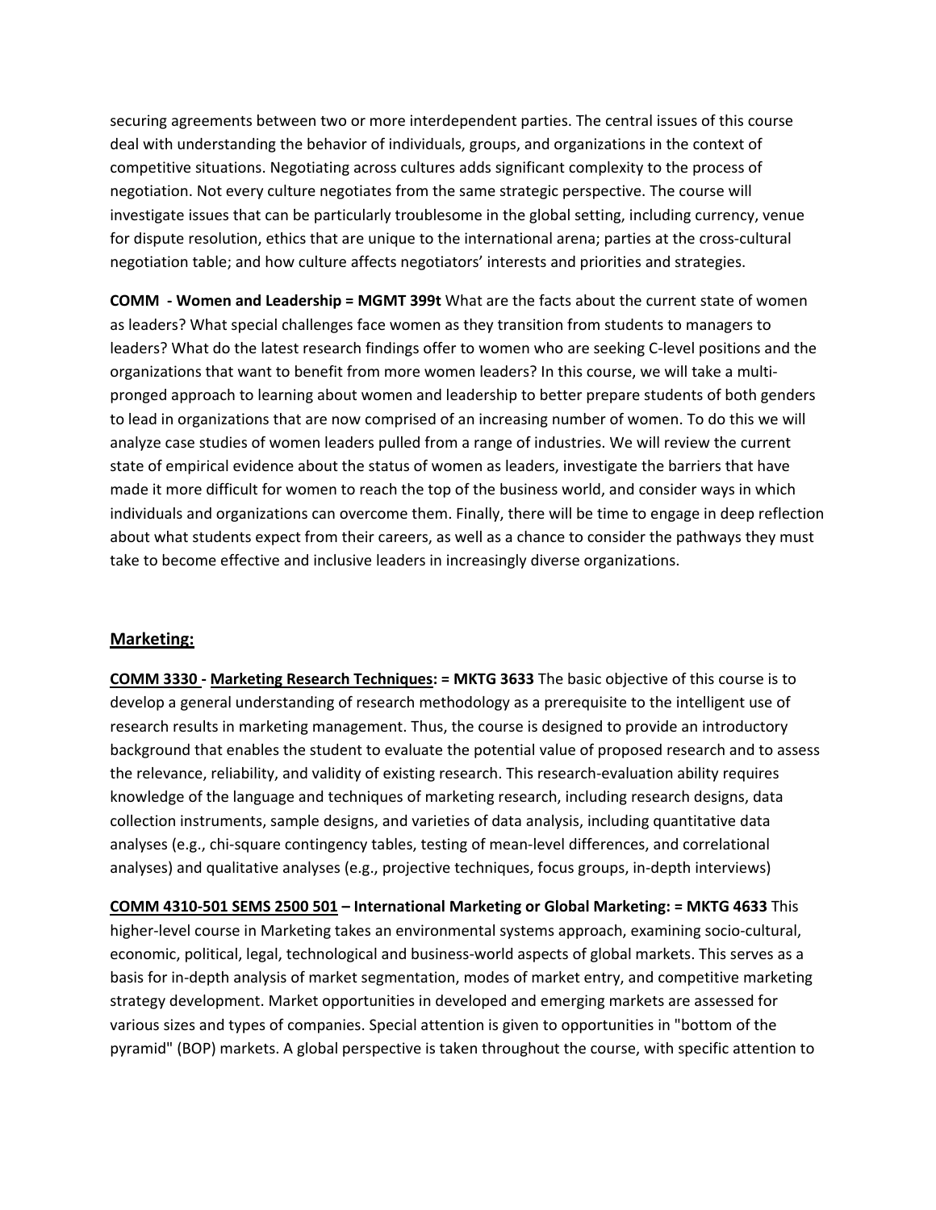securing agreements between two or more interdependent parties. The central issues of this course deal with understanding the behavior of individuals, groups, and organizations in the context of competitive situations. Negotiating across cultures adds significant complexity to the process of negotiation. Not every culture negotiates from the same strategic perspective. The course will investigate issues that can be particularly troublesome in the global setting, including currency, venue for dispute resolution, ethics that are unique to the international arena; parties at the cross-cultural negotiation table; and how culture affects negotiators' interests and priorities and strategies.

**COMM - Women and Leadership = MGMT 399t** What are the facts about the current state of women as leaders? What special challenges face women as they transition from students to managers to leaders? What do the latest research findings offer to women who are seeking C-level positions and the organizations that want to benefit from more women leaders? In this course, we will take a multi-pronged approach to learning about women and leadership to better prepare students of both genders to lead in organizations that are now comprised of an increasing number of women. To do this we will analyze case studies of women leaders pulled from a range of industries. We will review the current state of empirical evidence about the status of women as leaders, investigate the barriers that have made it more difficult for women to reach the top of the business world, and consider ways in which individuals and organizations can overcome them. Finally, there will be time to engage in deep reflection about what students expect from their careers, as well as a chance to consider the pathways they must take to become effective and inclusive leaders in increasingly diverse organizations.

## Marketing:

**COMM 3330 - Marketing Research Techniques: = MKTG 3633** The basic objective of this course is to develop a general understanding of research methodology as a prerequisite to the intelligent use of research results in marketing management. Thus, the course is designed to provide an introductory background that enables the student to evaluate the potential value of proposed research and to assess the relevance, reliability, and validity of existing research. This research-evaluation ability requires knowledge of the language and techniques of marketing research, including research designs, data collection instruments, sample designs, and varieties of data analysis, including quantitative data analyses (e.g., chi-square contingency tables, testing of mean-level differences, and correlational analyses) and qualitative analyses (e.g., projective techniques, focus groups, in-depth interviews)

**COMM 4310-501 SEMS 2500 501 – International Marketing or Global Marketing: = MKTG 4633** This higher-level course in Marketing takes an environmental systems approach, examining socio-cultural, economic, political, legal, technological and business-world aspects of global markets. This serves as a basis for in-depth analysis of market segmentation, modes of market entry, and competitive marketing strategy development. Market opportunities in developed and emerging markets are assessed for various sizes and types of companies. Special attention is given to opportunities in "bottom of the pyramid" (BOP) markets. A global perspective is taken throughout the course, with specific attention to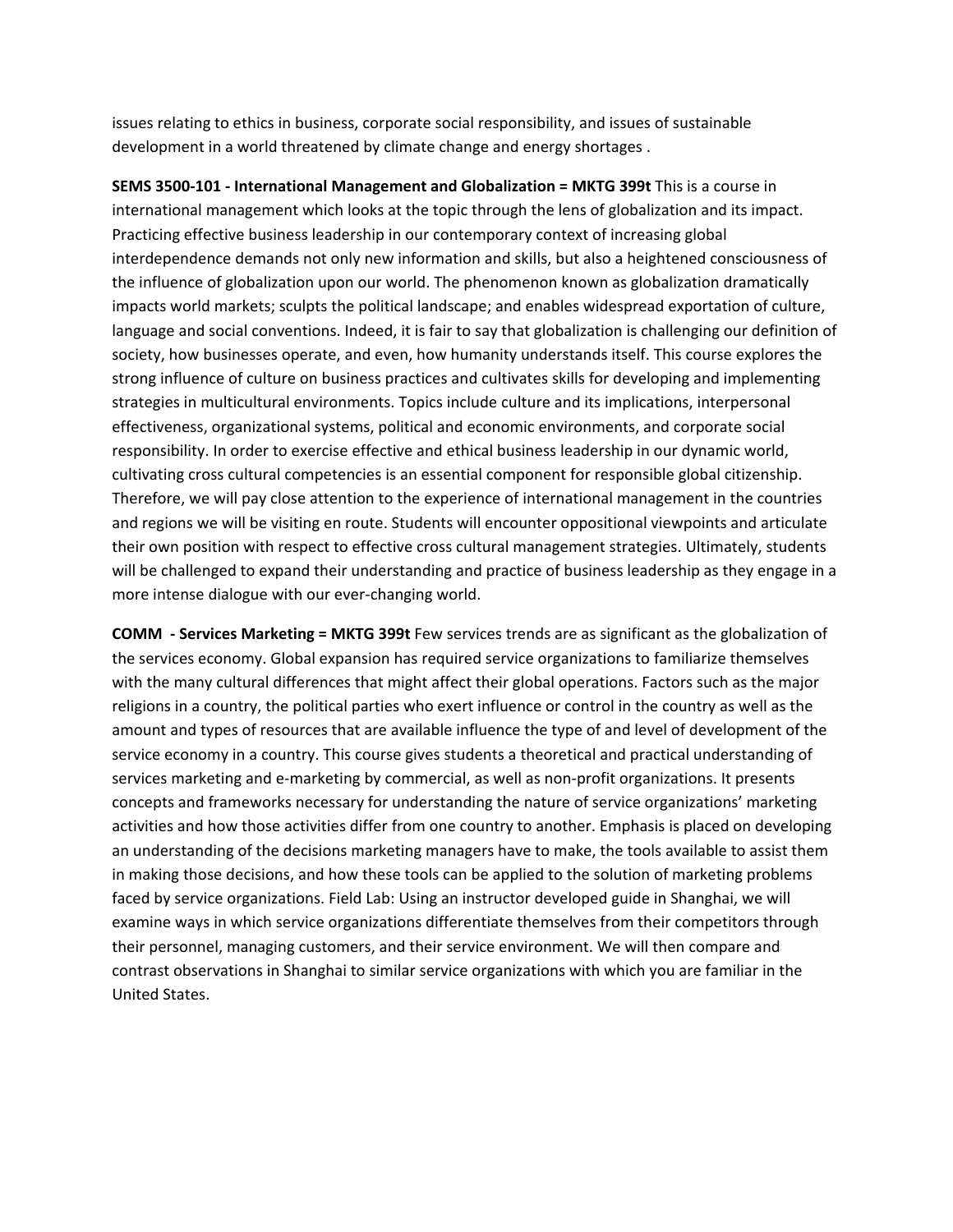issues relating to ethics in business, corporate social responsibility, and issues of sustainable development in a world threatened by climate change and energy shortages .

**SEMS 3500-101 - International Management and Globalization = MKTG 399t** This is a course in international management which looks at the topic through the lens of globalization and its impact. Practicing effective business leadership in our contemporary context of increasing global interdependence demands not only new information and skills, but also a heightened consciousness of the influence of globalization upon our world. The phenomenon known as globalization dramatically impacts world markets; sculpts the political landscape; and enables widespread exportation of culture, language and social conventions. Indeed, it is fair to say that globalization is challenging our definition of society, how businesses operate, and even, how humanity understands itself. This course explores the strong influence of culture on business practices and cultivates skills for developing and implementing strategies in multicultural environments. Topics include culture and its implications, interpersonal effectiveness, organizational systems, political and economic environments, and corporate social responsibility. In order to exercise effective and ethical business leadership in our dynamic world, cultivating cross cultural competencies is an essential component for responsible global citizenship. Therefore, we will pay close attention to the experience of international management in the countries and regions we will be visiting en route. Students will encounter oppositional viewpoints and articulate their own position with respect to effective cross cultural management strategies. Ultimately, students will be challenged to expand their understanding and practice of business leadership as they engage in a more intense dialogue with our ever-changing world.

**COMM - Services Marketing = MKTG 399t** Few services trends are as significant as the globalization of the services economy. Global expansion has required service organizations to familiarize themselves with the many cultural differences that might affect their global operations. Factors such as the major religions in a country, the political parties who exert influence or control in the country as well as the amount and types of resources that are available influence the type of and level of development of the service economy in a country. This course gives students a theoretical and practical understanding of services marketing and e-marketing by commercial, as well as non-profit organizations. It presents concepts and frameworks necessary for understanding the nature of service organizations' marketing activities and how those activities differ from one country to another. Emphasis is placed on developing an understanding of the decisions marketing managers have to make, the tools available to assist them in making those decisions, and how these tools can be applied to the solution of marketing problems faced by service organizations. Field Lab: Using an instructor developed guide in Shanghai, we will examine ways in which service organizations differentiate themselves from their competitors through their personnel, managing customers, and their service environment. We will then compare and contrast observations in Shanghai to similar service organizations with which you are familiar in the United States.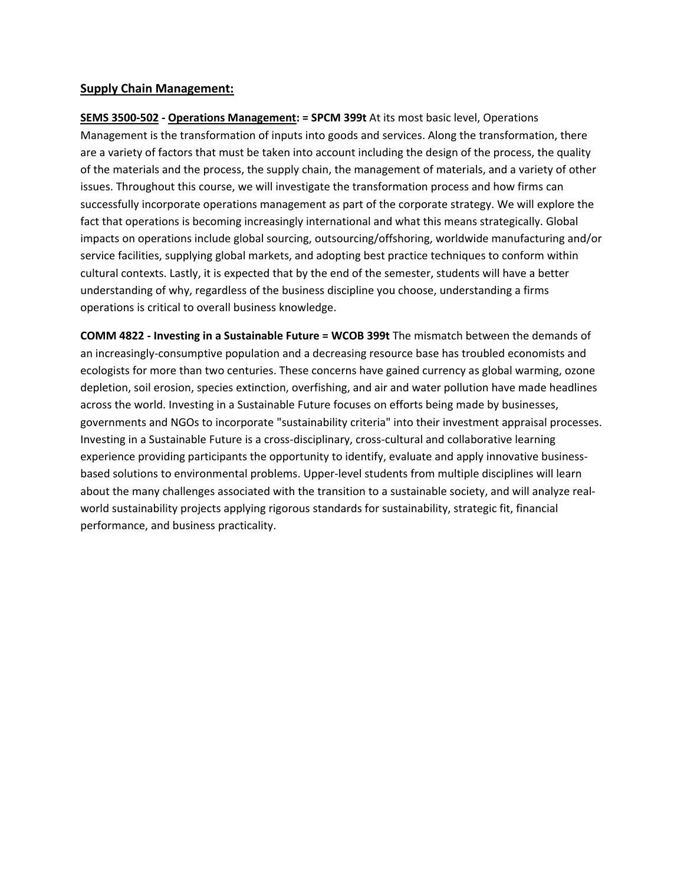**Supply Chain Management:**

**SEMS 3500-502 - Operations Management: = SPCM 399t** At its most basic level, Operations Management is the transformation of inputs into goods and services. Along the transformation, there are a variety of factors that must be taken into account including the design of the process, the quality of the materials and the process, the supply chain, the management of materials, and a variety of other issues. Throughout this course, we will investigate the transformation process and how firms can successfully incorporate operations management as part of the corporate strategy. We will explore the fact that operations is becoming increasingly international and what this means strategically. Global impacts on operations include global sourcing, outsourcing/offshoring, worldwide manufacturing and/or service facilities, supplying global markets, and adopting best practice techniques to conform within cultural contexts. Lastly, it is expected that by the end of the semester, students will have a better understanding of why, regardless of the business discipline you choose, understanding a firms operations is critical to overall business knowledge.

**COMM 4822 - Investing in a Sustainable Future = WCOB 399t** The mismatch between the demands of an increasingly-consumptive population and a decreasing resource base has troubled economists and ecologists for more than two centuries. These concerns have gained currency as global warming, ozone depletion, soil erosion, species extinction, overfishing, and air and water pollution have made headlines across the world. Investing in a Sustainable Future focuses on efforts being made by businesses, governments and NGOs to incorporate "sustainability criteria" into their investment appraisal processes. Investing in a Sustainable Future is a cross-disciplinary, cross-cultural and collaborative learning experience providing participants the opportunity to identify, evaluate and apply innovative business-based solutions to environmental problems. Upper-level students from multiple disciplines will learn about the many challenges associated with the transition to a sustainable society, and will analyze real-world sustainability projects applying rigorous standards for sustainability, strategic fit, financial performance, and business practicality.